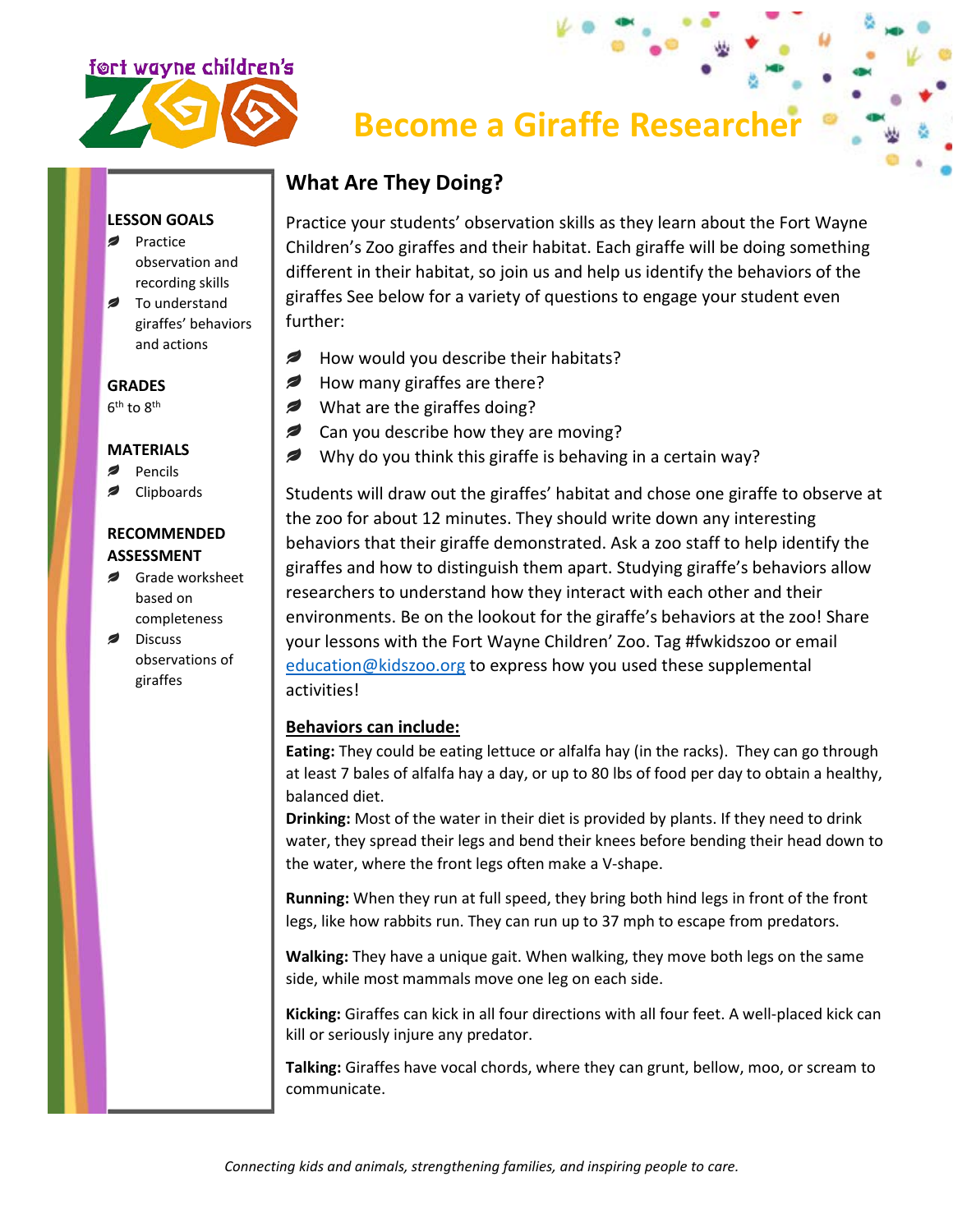fort wayne children's ZOO

# Become a Giraffe Researcher

**LESSON GOALS**

- Practice observation and recording skills
- To understand giraffes' behaviors and actions

**GRADES**

6th to 8th

**MATERIALS**

- Pencils
- Clipboards

**RECOMMENDED ASSESSMENT**

- Grade worksheet based on completeness
- Discuss observations of giraffes

## What Are They Doing?

Practice your students' observation skills as they learn about the Fort Wayne Children's Zoo giraffes and their habitat. Each giraffe will be doing something different in their habitat, so join us and help us identify the behaviors of the giraffes See below for a variety of questions to engage your student even further:

- How would you describe their habitats?
- How many giraffes are there?
- What are the giraffes doing?
- Can you describe how they are moving?
- Why do you think this giraffe is behaving in a certain way?

Students will draw out the giraffes' habitat and chose one giraffe to observe at the zoo for about 12 minutes. They should write down any interesting behaviors that their giraffe demonstrated. Ask a zoo staff to help identify the giraffes and how to distinguish them apart. Studying giraffe's behaviors allow researchers to understand how they interact with each other and their environments. Be on the lookout for the giraffe's behaviors at the zoo! Share your lessons with the Fort Wayne Children' Zoo. Tag #fwkidszoo or email education@kidszoo.org to express how you used these supplemental activities!

**Behaviors can include:**

**Eating:** They could be eating lettuce or alfalfa hay (in the racks). They can go through at least 7 bales of alfalfa hay a day, or up to 80 lbs of food per day to obtain a healthy, balanced diet.

**Drinking:** Most of the water in their diet is provided by plants. If they need to drink water, they spread their legs and bend their knees before bending their head down to the water, where the front legs often make a V-shape.

**Running:** When they run at full speed, they bring both hind legs in front of the front legs, like how rabbits run. They can run up to 37 mph to escape from predators.

**Walking:** They have a unique gait. When walking, they move both legs on the same side, while most mammals move one leg on each side.

**Kicking:** Giraffes can kick in all four directions with all four feet. A well-placed kick can kill or seriously injure any predator.

**Talking:** Giraffes have vocal chords, where they can grunt, bellow, moo, or scream to communicate.

*Connecting kids and animals, strengthening families, and inspiring people to care.*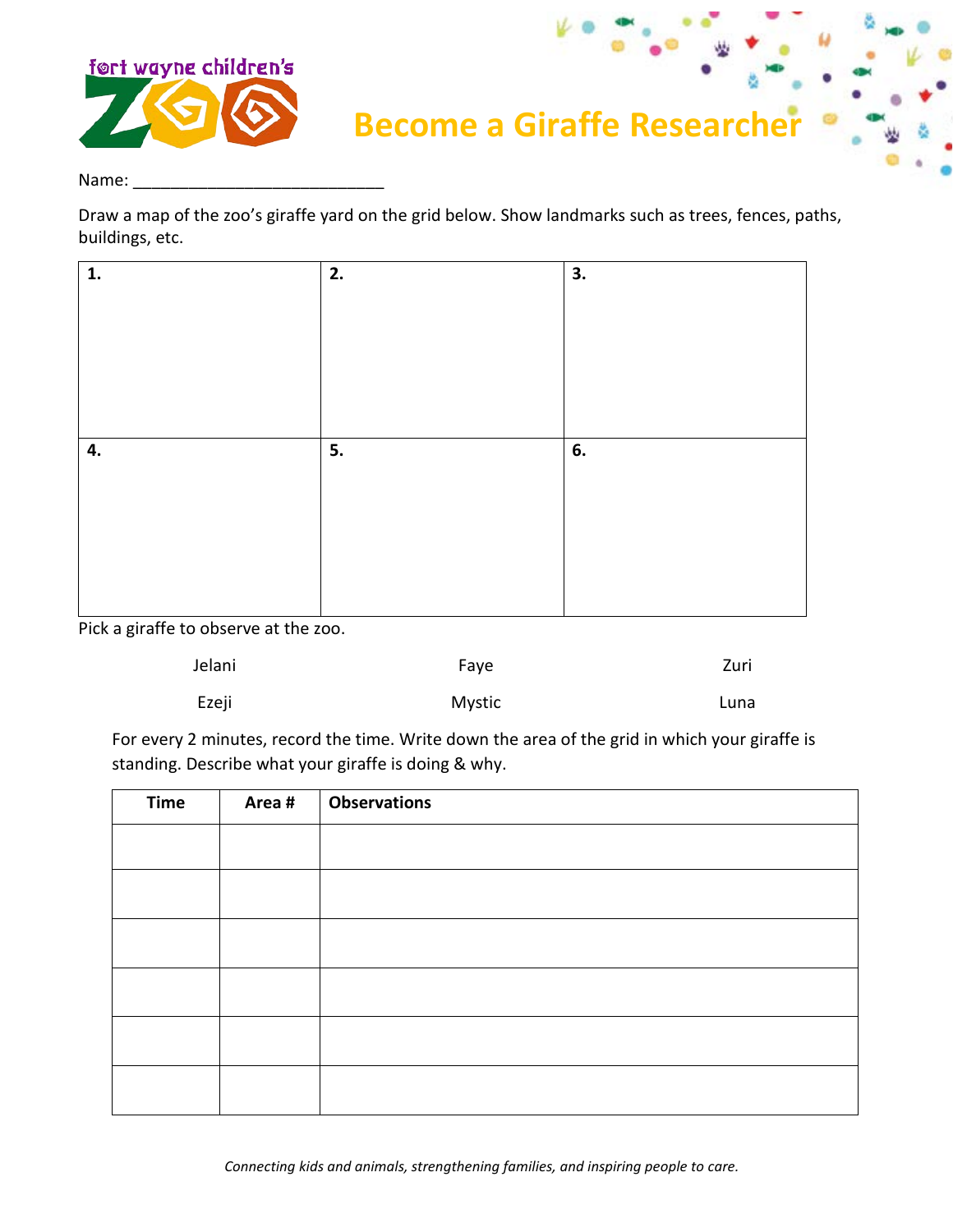fort wayne children's ZOO

# Become a Giraffe Researcher

Name: ___________________________

Draw a map of the zoo's giraffe yard on the grid below. Show landmarks such as trees, fences, paths, buildings, etc.

| | | |
|---|---|---|
| **1.** | **2.** | **3.** |
| **4.** | **5.** | **6.** |

Pick a giraffe to observe at the zoo.

| | | |
|---|---|---|
| Jelani | Faye | Zuri |
| Ezeji | Mystic | Luna |

For every 2 minutes, record the time. Write down the area of the grid in which your giraffe is standing. Describe what your giraffe is doing & why.

| Time | Area # | Observations |
|---|---|---|
| | | |
| | | |
| | | |
| | | |
| | | |
| | | |

*Connecting kids and animals, strengthening families, and inspiring people to care.*